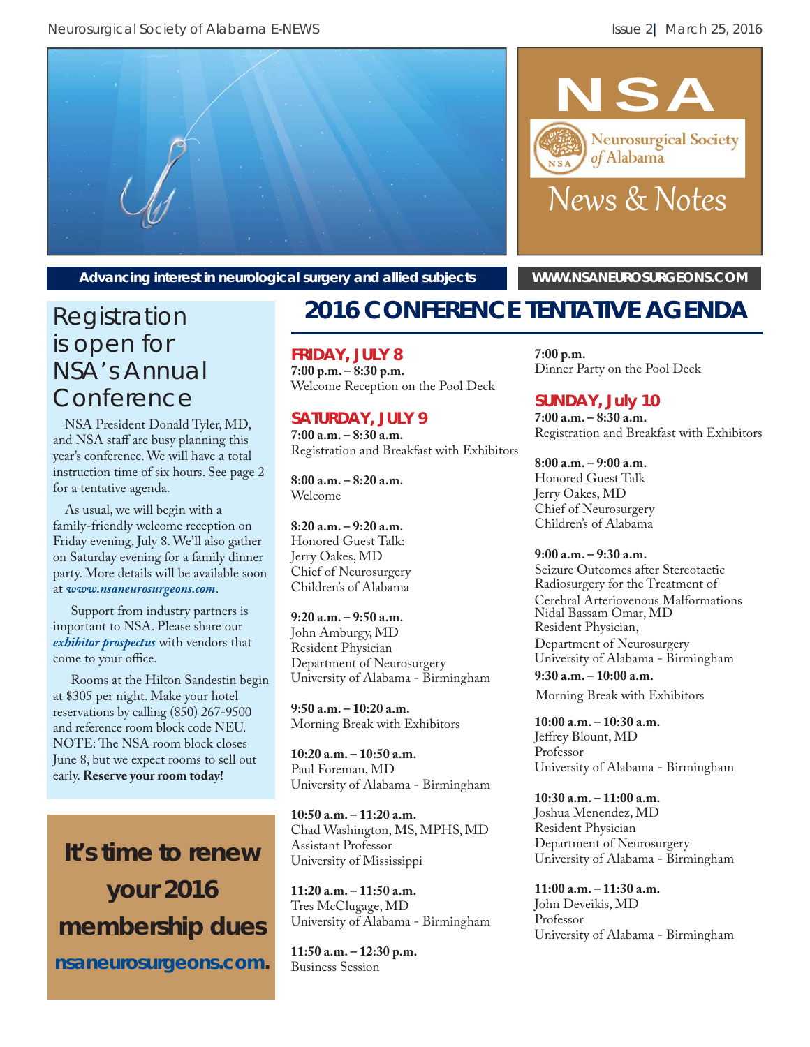# NSA

Neurosurgical Society of Alabama

News & Notes

Advancing interest in neurological surgery and allied subjects

WWW.NSANEUROSURGEONS.COM

## Registration is open for NSA's Annual Conference

NSA President Donald Tyler, MD, and NSA staff are busy planning this year's conference. We will have a total instruction time of six hours. See page 2 for a tentative agenda.

As usual, we will begin with a family-friendly welcome reception on Friday evening, July 8. We'll also gather on Saturday evening for a family dinner party. More details will be available soon at ***www.nsaneurosurgeons.com***.

Support from industry partners is important to NSA. Please share our ***exhibitor prospectus*** with vendors that come to your office.

Rooms at the Hilton Sandestin begin at $305 per night. Make your hotel reservations by calling (850) 267-9500 and reference room block code NEU. NOTE: The NSA room block closes June 8, but we expect rooms to sell out early. **Reserve your room today!**

**It's time to renew your 2016 membership dues**

**nsaneurosurgeons.com.**

## 2016 CONFERENCE TENTATIVE AGENDA

### FRIDAY, JULY 8

**7:00 p.m. – 8:30 p.m.**
Welcome Reception on the Pool Deck

### SATURDAY, JULY 9

**7:00 a.m. – 8:30 a.m.**
Registration and Breakfast with Exhibitors

**8:00 a.m. – 8:20 a.m.**
Welcome

**8:20 a.m. – 9:20 a.m.**
Honored Guest Talk:
Jerry Oakes, MD
Chief of Neurosurgery
Children's of Alabama

**9:20 a.m. – 9:50 a.m.**
John Amburgy, MD
Resident Physician
Department of Neurosurgery
University of Alabama - Birmingham

**9:50 a.m. – 10:20 a.m.**
Morning Break with Exhibitors

**10:20 a.m. – 10:50 a.m.**
Paul Foreman, MD
University of Alabama - Birmingham

**10:50 a.m. – 11:20 a.m.**
Chad Washington, MS, MPHS, MD
Assistant Professor
University of Mississippi

**11:20 a.m. – 11:50 a.m.**
Tres McClugage, MD
University of Alabama - Birmingham

**11:50 a.m. – 12:30 p.m.**
Business Session

**7:00 p.m.**
Dinner Party on the Pool Deck

### SUNDAY, July 10

**7:00 a.m. – 8:30 a.m.**
Registration and Breakfast with Exhibitors

**8:00 a.m. – 9:00 a.m.**
Honored Guest Talk
Jerry Oakes, MD
Chief of Neurosurgery
Children's of Alabama

**9:00 a.m. – 9:30 a.m.**
Seizure Outcomes after Stereotactic Radiosurgery for the Treatment of Cerebral Arteriovenous Malformations
Nidal Bassam Omar, MD
Resident Physician,
Department of Neurosurgery
University of Alabama - Birmingham

**9:30 a.m. – 10:00 a.m.**
Morning Break with Exhibitors

**10:00 a.m. – 10:30 a.m.**
Jeffrey Blount, MD
Professor
University of Alabama - Birmingham

**10:30 a.m. – 11:00 a.m.**
Joshua Menendez, MD
Resident Physician
Department of Neurosurgery
University of Alabama - Birmingham

**11:00 a.m. – 11:30 a.m.**
John Deveikis, MD
Professor
University of Alabama - Birmingham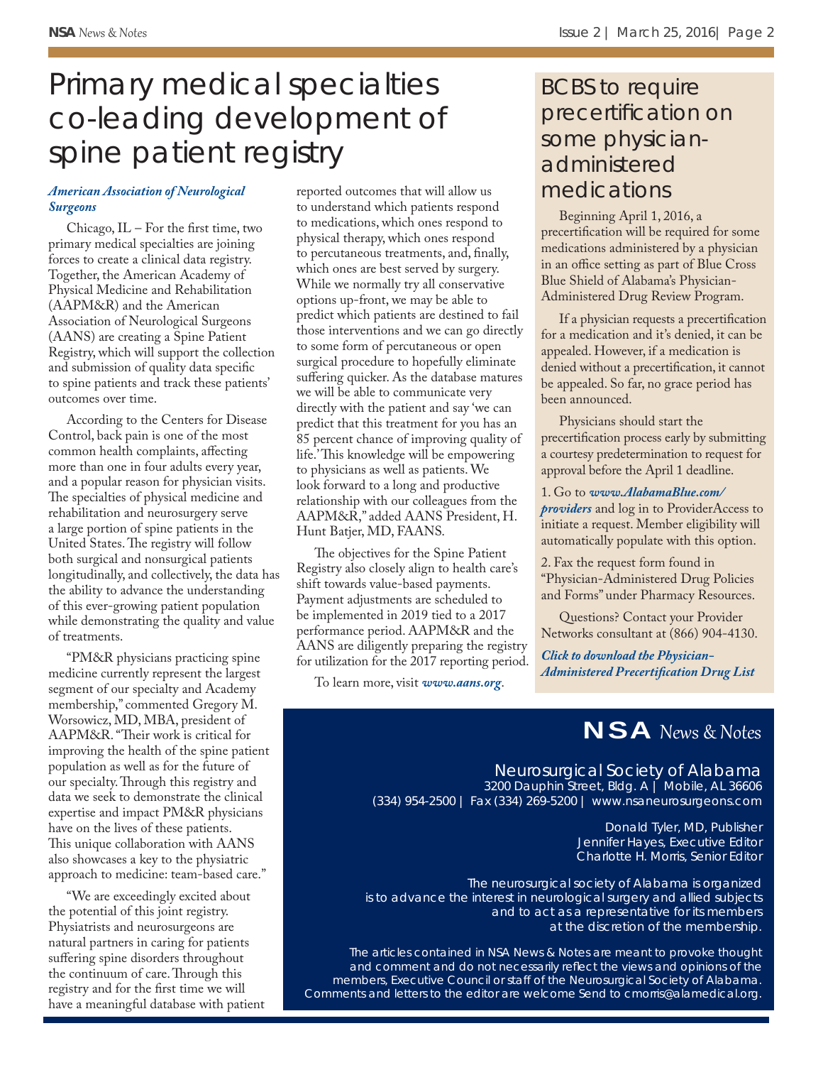# Primary medical specialties co-leading development of spine patient registry

***American Association of Neurological Surgeons***

Chicago, IL – For the first time, two primary medical specialties are joining forces to create a clinical data registry. Together, the American Academy of Physical Medicine and Rehabilitation (AAPM&R) and the American Association of Neurological Surgeons (AANS) are creating a Spine Patient Registry, which will support the collection and submission of quality data specific to spine patients and track these patients' outcomes over time.

According to the Centers for Disease Control, back pain is one of the most common health complaints, affecting more than one in four adults every year, and a popular reason for physician visits. The specialties of physical medicine and rehabilitation and neurosurgery serve a large portion of spine patients in the United States. The registry will follow both surgical and nonsurgical patients longitudinally, and collectively, the data has the ability to advance the understanding of this ever-growing patient population while demonstrating the quality and value of treatments.

"PM&R physicians practicing spine medicine currently represent the largest segment of our specialty and Academy membership," commented Gregory M. Worsowicz, MD, MBA, president of AAPM&R. "Their work is critical for improving the health of the spine patient population as well as for the future of our specialty. Through this registry and data we seek to demonstrate the clinical expertise and impact PM&R physicians have on the lives of these patients. This unique collaboration with AANS also showcases a key to the physiatric approach to medicine: team-based care."

"We are exceedingly excited about the potential of this joint registry. Physiatrists and neurosurgeons are natural partners in caring for patients suffering spine disorders throughout the continuum of care. Through this registry and for the first time we will have a meaningful database with patient reported outcomes that will allow us to understand which patients respond to medications, which ones respond to physical therapy, which ones respond to percutaneous treatments, and, finally, which ones are best served by surgery. While we normally try all conservative options up-front, we may be able to predict which patients are destined to fail those interventions and we can go directly to some form of percutaneous or open surgical procedure to hopefully eliminate suffering quicker. As the database matures we will be able to communicate very directly with the patient and say 'we can predict that this treatment for you has an 85 percent chance of improving quality of life.' This knowledge will be empowering to physicians as well as patients. We look forward to a long and productive relationship with our colleagues from the AAPM&R," added AANS President, H. Hunt Batjer, MD, FAANS.

The objectives for the Spine Patient Registry also closely align to health care's shift towards value-based payments. Payment adjustments are scheduled to be implemented in 2019 tied to a 2017 performance period. AAPM&R and the AANS are diligently preparing the registry for utilization for the 2017 reporting period.

To learn more, visit ***www.aans.org***.

## BCBS to require precertification on some physician-administered medications

Beginning April 1, 2016, a precertification will be required for some medications administered by a physician in an office setting as part of Blue Cross Blue Shield of Alabama's Physician-Administered Drug Review Program.

If a physician requests a precertification for a medication and it's denied, it can be appealed. However, if a medication is denied without a precertification, it cannot be appealed. So far, no grace period has been announced.

Physicians should start the precertification process early by submitting a courtesy predetermination to request for approval before the April 1 deadline.

1. Go to ***www.AlabamaBlue.com/providers*** and log in to ProviderAccess to initiate a request. Member eligibility will automatically populate with this option.

2. Fax the request form found in "Physician-Administered Drug Policies and Forms" under Pharmacy Resources.

Questions? Contact your Provider Networks consultant at (866) 904-4130.

***Click to download the Physician-Administered Precertification Drug List***

---

## NSA *News & Notes*

Neurosurgical Society of Alabama
3200 Dauphin Street, Bldg. A | Mobile, AL 36606
(334) 954-2500 | Fax (334) 269-5200 | www.nsaneurosurgeons.com

Donald Tyler, MD, Publisher
Jennifer Hayes, Executive Editor
Charlotte H. Morris, Senior Editor

The neurosurgical society of Alabama is organized is to advance the interest in neurological surgery and allied subjects and to act as a representative for its members at the discretion of the membership.

The articles contained in NSA News & Notes are meant to provoke thought and comment and do not necessarily reflect the views and opinions of the members, Executive Council or staff of the Neurosurgical Society of Alabama. Comments and letters to the editor are welcome Send to cmorris@alamedical.org.